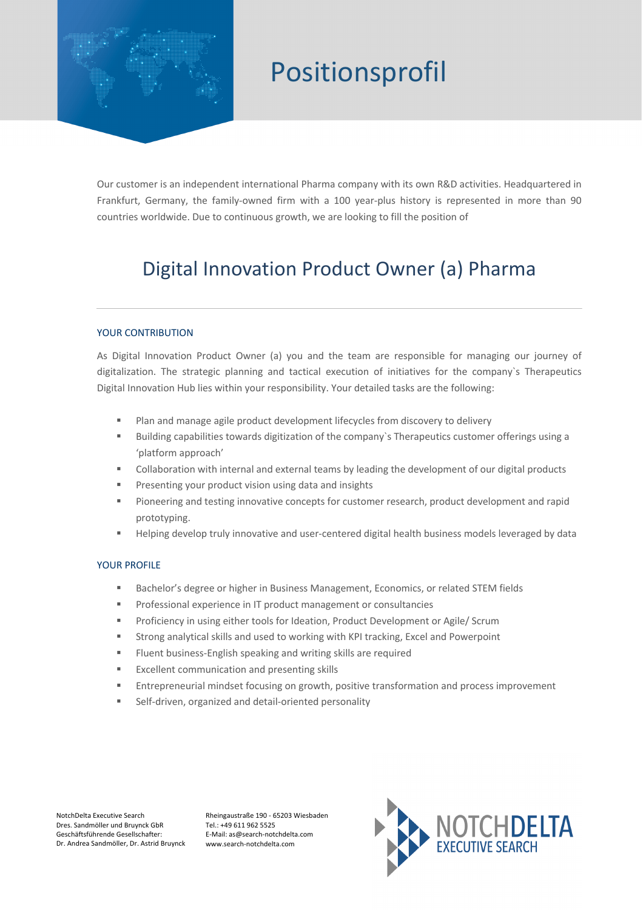# Positionsprofil

Our customer is an independent international Pharma company with its own R&D activities. Headquartered in Frankfurt, Germany, the family-owned firm with a 100 year-plus history is represented in more than 90 countries worldwide. Due to continuous growth, we are looking to fill the position of

## Digital Innovation Product Owner (a) Pharma

---

### YOUR CONTRIBUTION

As Digital Innovation Product Owner (a) you and the team are responsible for managing our journey of digitalization. The strategic planning and tactical execution of initiatives for the company`s Therapeutics Digital Innovation Hub lies within your responsibility. Your detailed tasks are the following:

- Plan and manage agile product development lifecycles from discovery to delivery
- Building capabilities towards digitization of the company`s Therapeutics customer offerings using a 'platform approach'
- Collaboration with internal and external teams by leading the development of our digital products
- Presenting your product vision using data and insights
- Pioneering and testing innovative concepts for customer research, product development and rapid prototyping.
- Helping develop truly innovative and user-centered digital health business models leveraged by data

### YOUR PROFILE

- Bachelor's degree or higher in Business Management, Economics, or related STEM fields
- Professional experience in IT product management or consultancies
- Proficiency in using either tools for Ideation, Product Development or Agile/ Scrum
- Strong analytical skills and used to working with KPI tracking, Excel and Powerpoint
- Fluent business-English speaking and writing skills are required
- Excellent communication and presenting skills
- Entrepreneurial mindset focusing on growth, positive transformation and process improvement
- Self-driven, organized and detail-oriented personality

NotchDelta Executive Search
Dres. Sandmöller und Bruynck GbR
Geschäftsführende Gesellschafter:
Dr. Andrea Sandmöller, Dr. Astrid Bruynck

Rheingaustraße 190 - 65203 Wiesbaden
Tel.: +49 611 962 5525
E-Mail: as@search-notchdelta.com
www.search-notchdelta.com

NOTCHDELTA EXECUTIVE SEARCH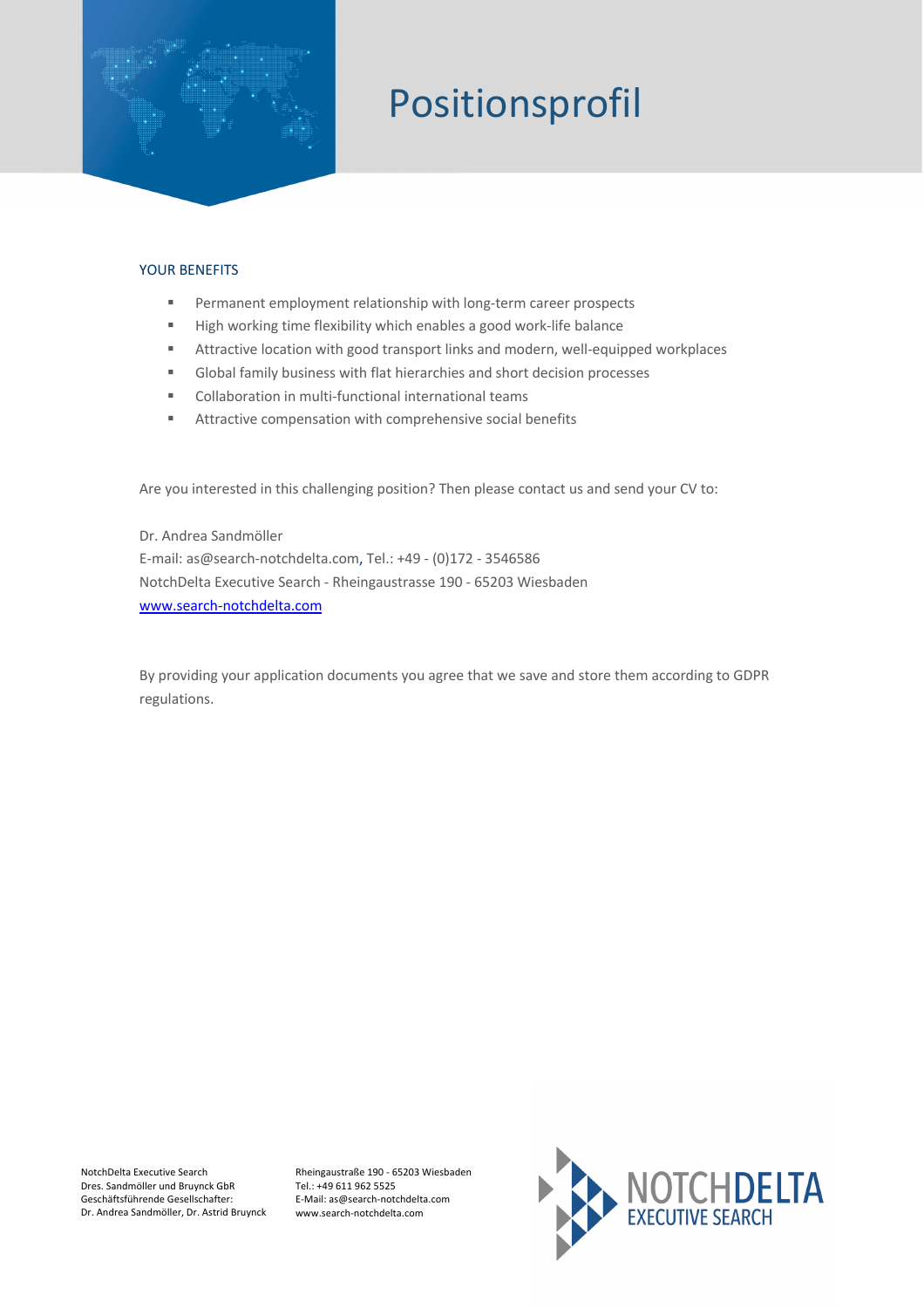# Positionsprofil

## YOUR BENEFITS

- Permanent employment relationship with long-term career prospects
- High working time flexibility which enables a good work-life balance
- Attractive location with good transport links and modern, well-equipped workplaces
- Global family business with flat hierarchies and short decision processes
- Collaboration in multi-functional international teams
- Attractive compensation with comprehensive social benefits

Are you interested in this challenging position? Then please contact us and send your CV to:

Dr. Andrea Sandmöller
E-mail: as@search-notchdelta.com, Tel.: +49 - (0)172 - 3546586
NotchDelta Executive Search - Rheingaustrasse 190 - 65203 Wiesbaden
[www.search-notchdelta.com](www.search-notchdelta.com)

By providing your application documents you agree that we save and store them according to GDPR regulations.

NotchDelta Executive Search
Dres. Sandmöller und Bruynck GbR
Geschäftsführende Gesellschafter:
Dr. Andrea Sandmöller, Dr. Astrid Bruynck

Rheingaustraße 190 - 65203 Wiesbaden
Tel.: +49 611 962 5525
E-Mail: as@search-notchdelta.com
www.search-notchdelta.com

NOTCHDELTA EXECUTIVE SEARCH